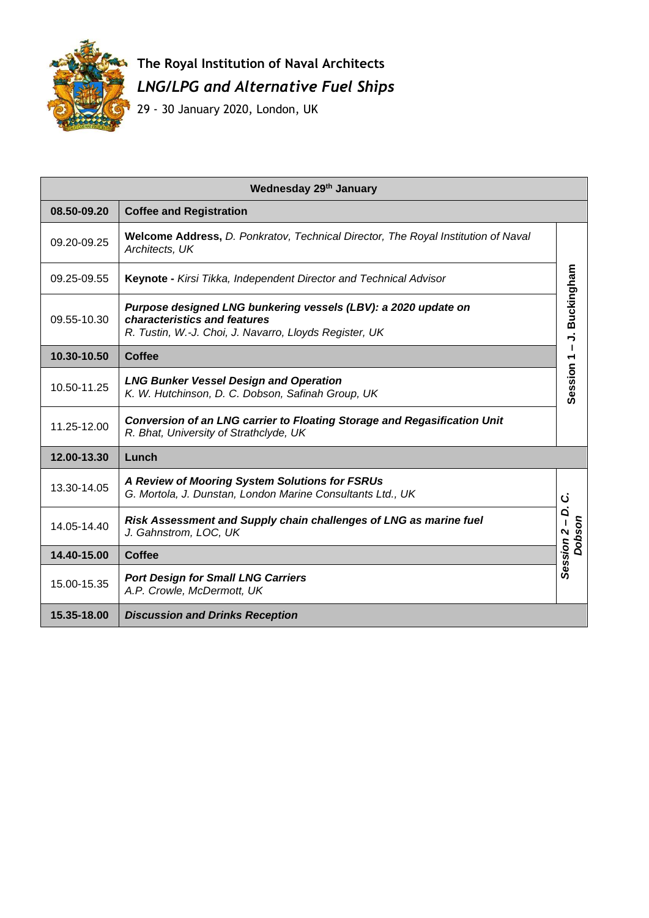# The Royal Institution of Naval Architects

## *LNG/LPG and Alternative Fuel Ships*

29 - 30 January 2020, London, UK

| Wednesday 29th January | | |
|---|---|---|
| **08.50-09.20** | **Coffee and Registration** | |
| 09.20-09.25 | **Welcome Address,** *D. Ponkratov, Technical Director, The Royal Institution of Naval Architects, UK* | **Session 1 – J. Buckingham** |
| 09.25-09.55 | **Keynote -** *Kirsi Tikka, Independent Director and Technical Advisor* | |
| 09.55-10.30 | ***Purpose designed LNG bunkering vessels (LBV): a 2020 update on characteristics and features***<br>*R. Tustin, W.-J. Choi, J. Navarro, Lloyds Register, UK* | |
| **10.30-10.50** | **Coffee** | |
| 10.50-11.25 | ***LNG Bunker Vessel Design and Operation***<br>*K. W. Hutchinson, D. C. Dobson, Safinah Group, UK* | |
| 11.25-12.00 | ***Conversion of an LNG carrier to Floating Storage and Regasification Unit***<br>*R. Bhat, University of Strathclyde, UK* | |
| **12.00-13.30** | **Lunch** | |
| 13.30-14.05 | ***A Review of Mooring System Solutions for FSRUs***<br>*G. Mortola, J. Dunstan, London Marine Consultants Ltd., UK* | ***Session 2 – D. C. Dobson*** |
| 14.05-14.40 | ***Risk Assessment and Supply chain challenges of LNG as marine fuel***<br>*J. Gahnstrom, LOC, UK* | |
| **14.40-15.00** | **Coffee** | |
| 15.00-15.35 | ***Port Design for Small LNG Carriers***<br>*A.P. Crowle, McDermott, UK* | |
| **15.35-18.00** | ***Discussion and Drinks Reception*** | |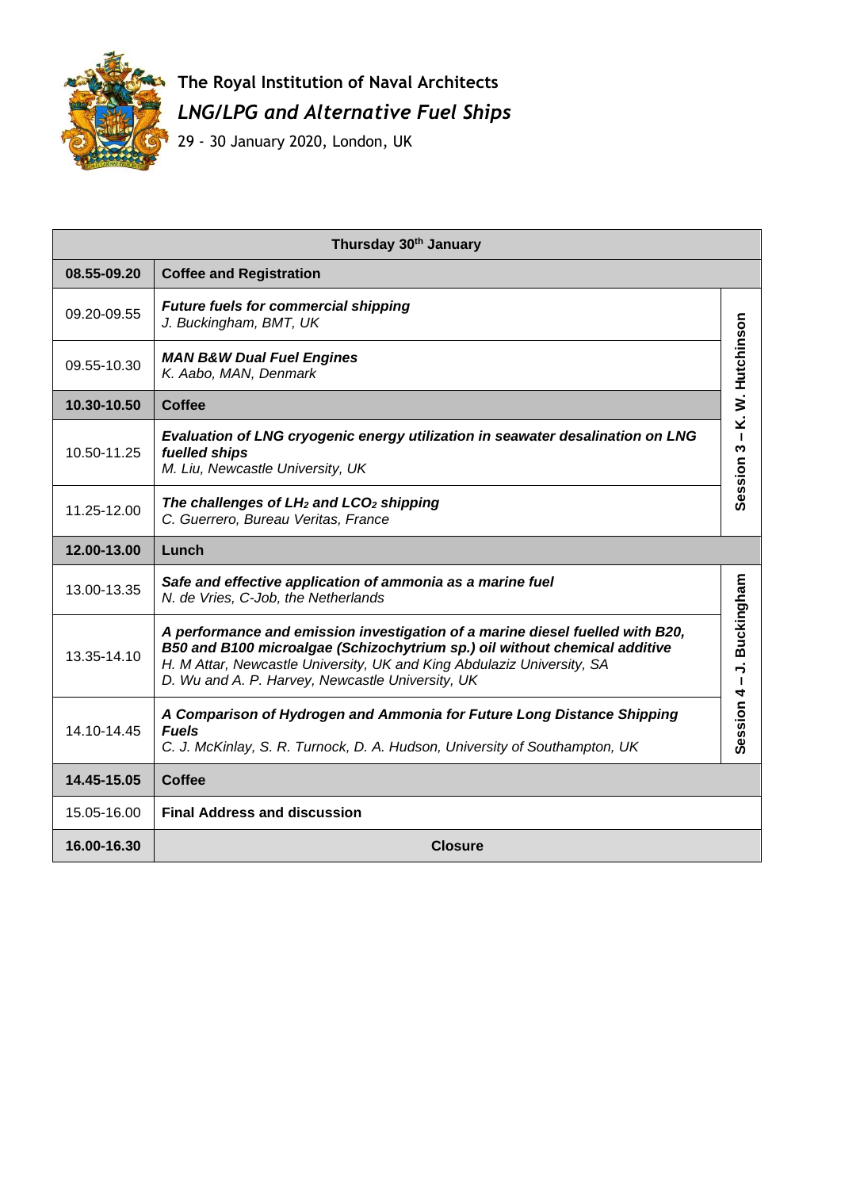**The Royal Institution of Naval Architects**

***LNG/LPG and Alternative Fuel Ships***

29 - 30 January 2020, London, UK

| Thursday 30th January | | |
|---|---|---|
| **08.55-09.20** | **Coffee and Registration** | |
| 09.20-09.55 | ***Future fuels for commercial shipping***<br>*J. Buckingham, BMT, UK* | **Session 3 – K. W. Hutchinson** |
| 09.55-10.30 | ***MAN B&W Dual Fuel Engines***<br>*K. Aabo, MAN, Denmark* | |
| **10.30-10.50** | **Coffee** | |
| 10.50-11.25 | ***Evaluation of LNG cryogenic energy utilization in seawater desalination on LNG fuelled ships***<br>*M. Liu, Newcastle University, UK* | |
| 11.25-12.00 | ***The challenges of $LH_2$ and $LCO_2$ shipping***<br>*C. Guerrero, Bureau Veritas, France* | |
| **12.00-13.00** | **Lunch** | |
| 13.00-13.35 | ***Safe and effective application of ammonia as a marine fuel***<br>*N. de Vries, C-Job, the Netherlands* | **Session 4 – J. Buckingham** |
| 13.35-14.10 | ***A performance and emission investigation of a marine diesel fuelled with B20, B50 and B100 microalgae (Schizochytrium sp.) oil without chemical additive***<br>*H. M Attar, Newcastle University, UK and King Abdulaziz University, SA*<br>*D. Wu and A. P. Harvey, Newcastle University, UK* | |
| 14.10-14.45 | ***A Comparison of Hydrogen and Ammonia for Future Long Distance Shipping Fuels***<br>*C. J. McKinlay, S. R. Turnock, D. A. Hudson, University of Southampton, UK* | |
| **14.45-15.05** | **Coffee** | |
| 15.05-16.00 | **Final Address and discussion** | |
| **16.00-16.30** | **Closure** | |